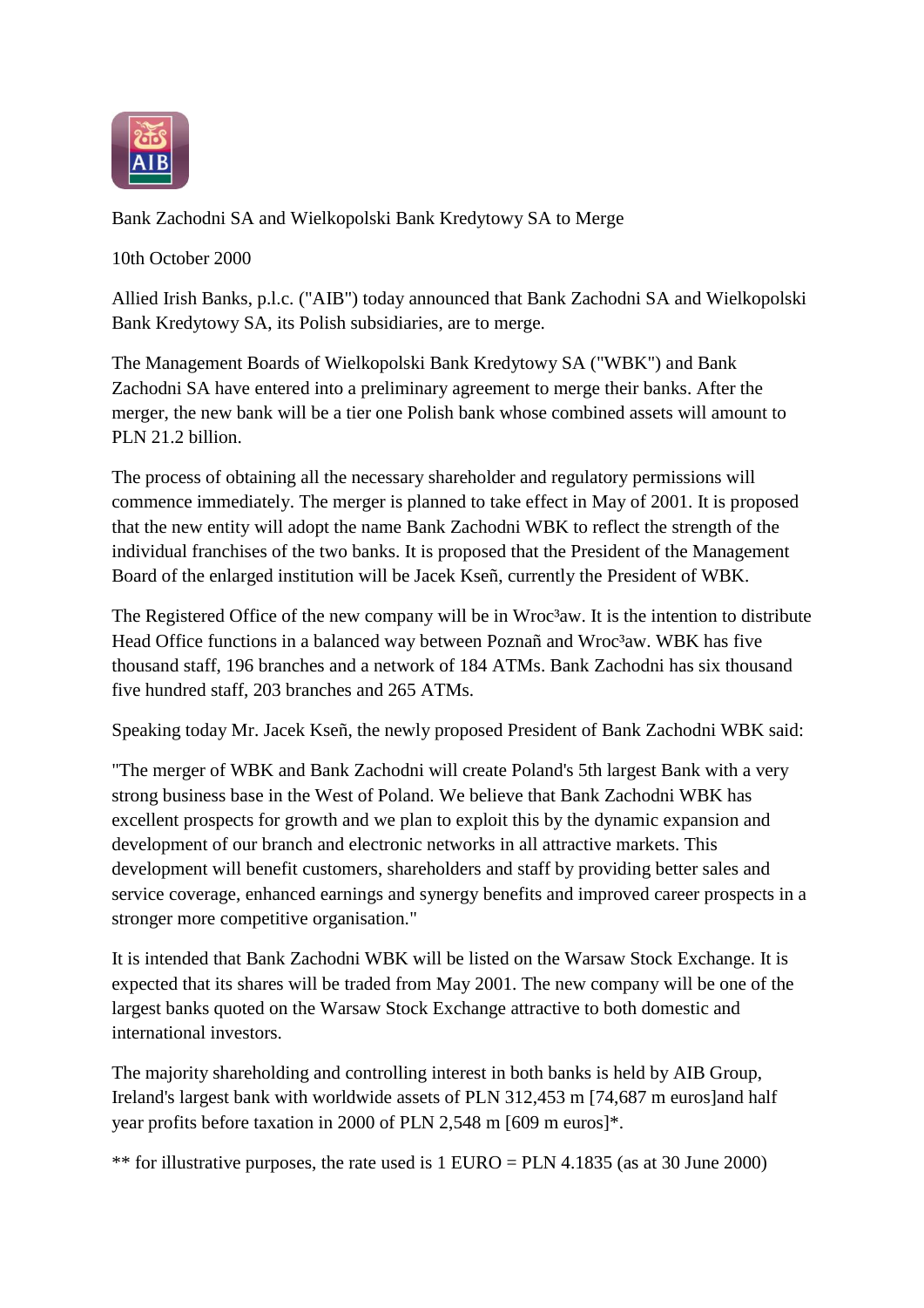Bank Zachodni SA and Wielkopolski Bank Kredytowy SA to Merge

10th October 2000

Allied Irish Banks, p.l.c. ("AIB") today announced that Bank Zachodni SA and Wielkopolski Bank Kredytowy SA, its Polish subsidiaries, are to merge.

The Management Boards of Wielkopolski Bank Kredytowy SA ("WBK") and Bank Zachodni SA have entered into a preliminary agreement to merge their banks. After the merger, the new bank will be a tier one Polish bank whose combined assets will amount to PLN 21.2 billion.

The process of obtaining all the necessary shareholder and regulatory permissions will commence immediately. The merger is planned to take effect in May of 2001. It is proposed that the new entity will adopt the name Bank Zachodni WBK to reflect the strength of the individual franchises of the two banks. It is proposed that the President of the Management Board of the enlarged institution will be Jacek Kseñ, currently the President of WBK.

The Registered Office of the new company will be in Wroc³aw. It is the intention to distribute Head Office functions in a balanced way between Poznañ and Wroc³aw. WBK has five thousand staff, 196 branches and a network of 184 ATMs. Bank Zachodni has six thousand five hundred staff, 203 branches and 265 ATMs.

Speaking today Mr. Jacek Kseñ, the newly proposed President of Bank Zachodni WBK said:

"The merger of WBK and Bank Zachodni will create Poland's 5th largest Bank with a very strong business base in the West of Poland. We believe that Bank Zachodni WBK has excellent prospects for growth and we plan to exploit this by the dynamic expansion and development of our branch and electronic networks in all attractive markets. This development will benefit customers, shareholders and staff by providing better sales and service coverage, enhanced earnings and synergy benefits and improved career prospects in a stronger more competitive organisation."

It is intended that Bank Zachodni WBK will be listed on the Warsaw Stock Exchange. It is expected that its shares will be traded from May 2001. The new company will be one of the largest banks quoted on the Warsaw Stock Exchange attractive to both domestic and international investors.

The majority shareholding and controlling interest in both banks is held by AIB Group, Ireland's largest bank with worldwide assets of PLN 312,453 m [74,687 m euros]and half year profits before taxation in 2000 of PLN 2,548 m [609 m euros]*.

** for illustrative purposes, the rate used is 1 EURO = PLN 4.1835 (as at 30 June 2000)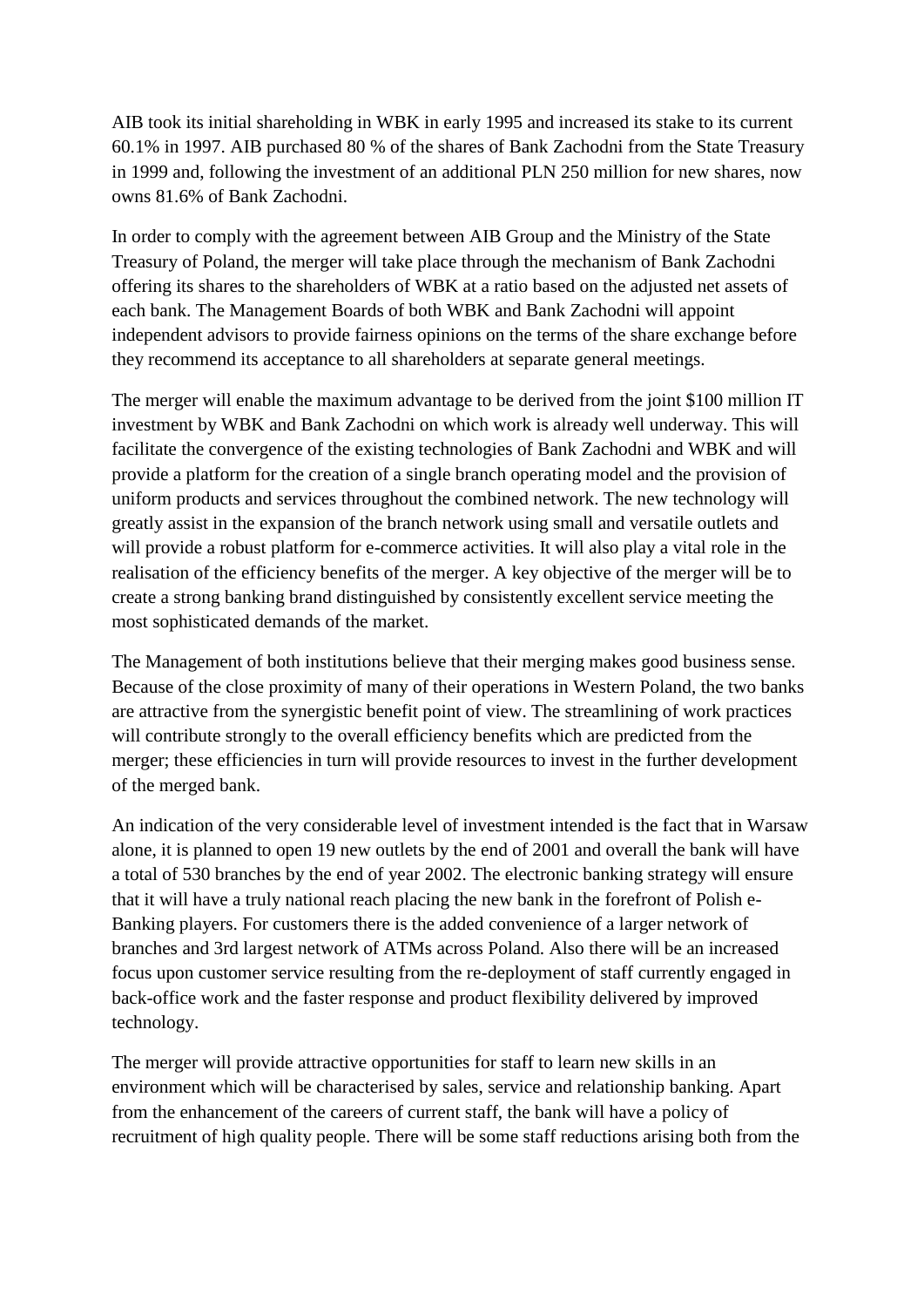AIB took its initial shareholding in WBK in early 1995 and increased its stake to its current 60.1% in 1997. AIB purchased 80 % of the shares of Bank Zachodni from the State Treasury in 1999 and, following the investment of an additional PLN 250 million for new shares, now owns 81.6% of Bank Zachodni.

In order to comply with the agreement between AIB Group and the Ministry of the State Treasury of Poland, the merger will take place through the mechanism of Bank Zachodni offering its shares to the shareholders of WBK at a ratio based on the adjusted net assets of each bank. The Management Boards of both WBK and Bank Zachodni will appoint independent advisors to provide fairness opinions on the terms of the share exchange before they recommend its acceptance to all shareholders at separate general meetings.

The merger will enable the maximum advantage to be derived from the joint $100 million IT investment by WBK and Bank Zachodni on which work is already well underway. This will facilitate the convergence of the existing technologies of Bank Zachodni and WBK and will provide a platform for the creation of a single branch operating model and the provision of uniform products and services throughout the combined network. The new technology will greatly assist in the expansion of the branch network using small and versatile outlets and will provide a robust platform for e-commerce activities. It will also play a vital role in the realisation of the efficiency benefits of the merger. A key objective of the merger will be to create a strong banking brand distinguished by consistently excellent service meeting the most sophisticated demands of the market.

The Management of both institutions believe that their merging makes good business sense. Because of the close proximity of many of their operations in Western Poland, the two banks are attractive from the synergistic benefit point of view. The streamlining of work practices will contribute strongly to the overall efficiency benefits which are predicted from the merger; these efficiencies in turn will provide resources to invest in the further development of the merged bank.

An indication of the very considerable level of investment intended is the fact that in Warsaw alone, it is planned to open 19 new outlets by the end of 2001 and overall the bank will have a total of 530 branches by the end of year 2002. The electronic banking strategy will ensure that it will have a truly national reach placing the new bank in the forefront of Polish e-Banking players. For customers there is the added convenience of a larger network of branches and 3rd largest network of ATMs across Poland. Also there will be an increased focus upon customer service resulting from the re-deployment of staff currently engaged in back-office work and the faster response and product flexibility delivered by improved technology.

The merger will provide attractive opportunities for staff to learn new skills in an environment which will be characterised by sales, service and relationship banking. Apart from the enhancement of the careers of current staff, the bank will have a policy of recruitment of high quality people. There will be some staff reductions arising both from the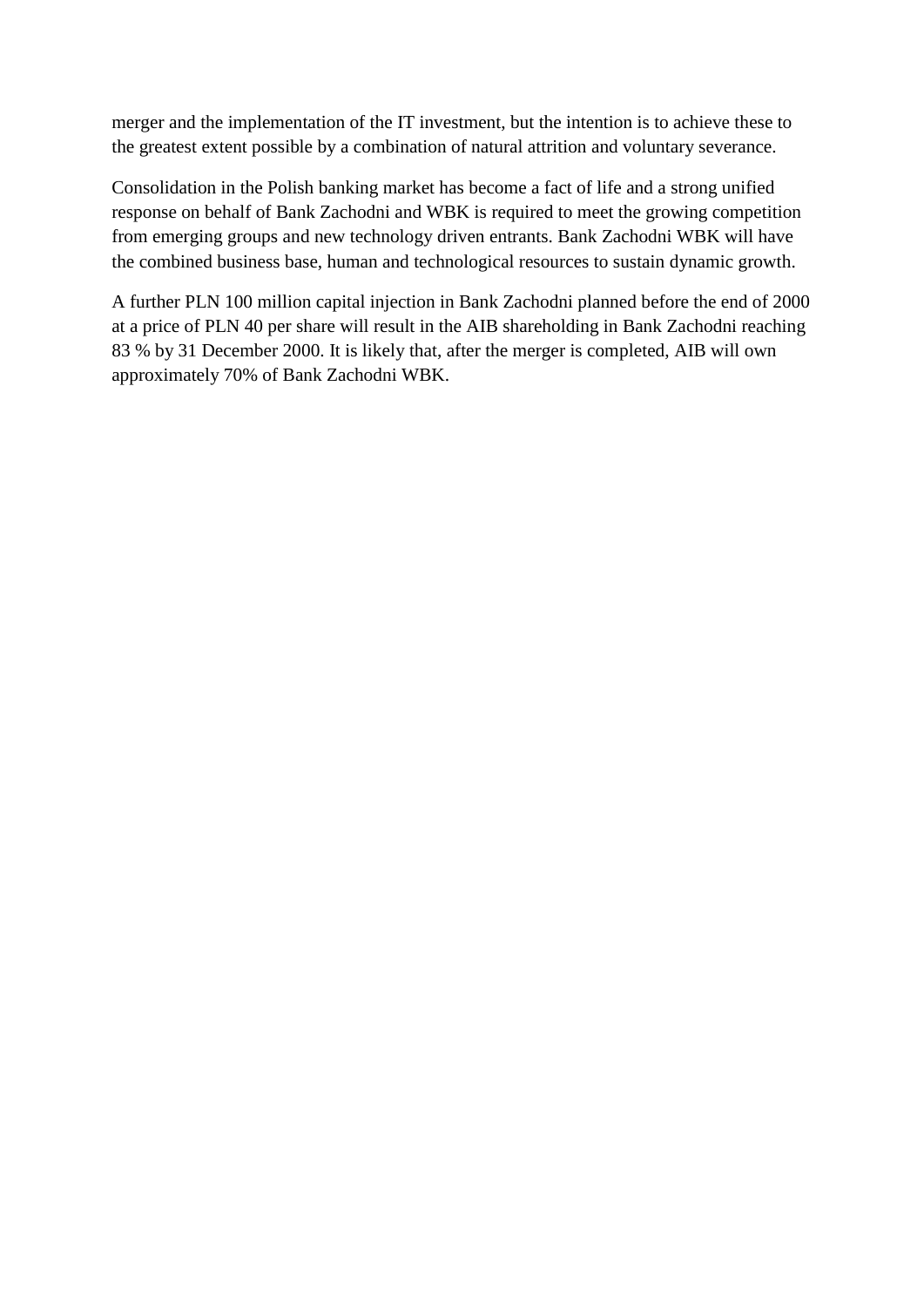merger and the implementation of the IT investment, but the intention is to achieve these to the greatest extent possible by a combination of natural attrition and voluntary severance.

Consolidation in the Polish banking market has become a fact of life and a strong unified response on behalf of Bank Zachodni and WBK is required to meet the growing competition from emerging groups and new technology driven entrants. Bank Zachodni WBK will have the combined business base, human and technological resources to sustain dynamic growth.

A further PLN 100 million capital injection in Bank Zachodni planned before the end of 2000 at a price of PLN 40 per share will result in the AIB shareholding in Bank Zachodni reaching 83 % by 31 December 2000. It is likely that, after the merger is completed, AIB will own approximately 70% of Bank Zachodni WBK.